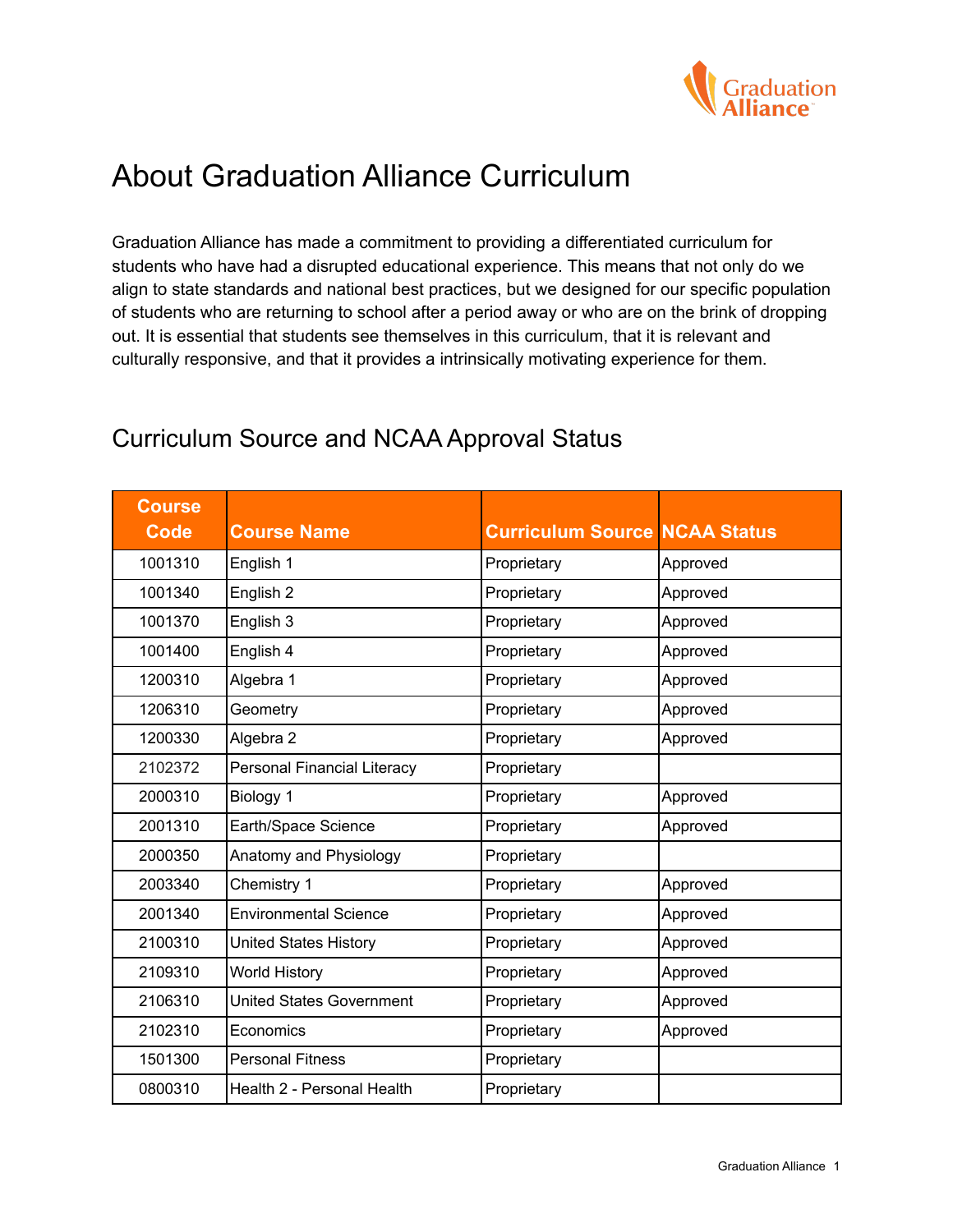# About Graduation Alliance Curriculum

Graduation Alliance has made a commitment to providing a differentiated curriculum for students who have had a disrupted educational experience. This means that not only do we align to state standards and national best practices, but we designed for our specific population of students who are returning to school after a period away or who are on the brink of dropping out. It is essential that students see themselves in this curriculum, that it is relevant and culturally responsive, and that it provides a intrinsically motivating experience for them.

## Curriculum Source and NCAA Approval Status

| Course Code | Course Name | Curriculum Source | NCAA Status |
| --- | --- | --- | --- |
| 1001310 | English 1 | Proprietary | Approved |
| 1001340 | English 2 | Proprietary | Approved |
| 1001370 | English 3 | Proprietary | Approved |
| 1001400 | English 4 | Proprietary | Approved |
| 1200310 | Algebra 1 | Proprietary | Approved |
| 1206310 | Geometry | Proprietary | Approved |
| 1200330 | Algebra 2 | Proprietary | Approved |
| 2102372 | Personal Financial Literacy | Proprietary | |
| 2000310 | Biology 1 | Proprietary | Approved |
| 2001310 | Earth/Space Science | Proprietary | Approved |
| 2000350 | Anatomy and Physiology | Proprietary | |
| 2003340 | Chemistry 1 | Proprietary | Approved |
| 2001340 | Environmental Science | Proprietary | Approved |
| 2100310 | United States History | Proprietary | Approved |
| 2109310 | World History | Proprietary | Approved |
| 2106310 | United States Government | Proprietary | Approved |
| 2102310 | Economics | Proprietary | Approved |
| 1501300 | Personal Fitness | Proprietary | |
| 0800310 | Health 2 - Personal Health | Proprietary | |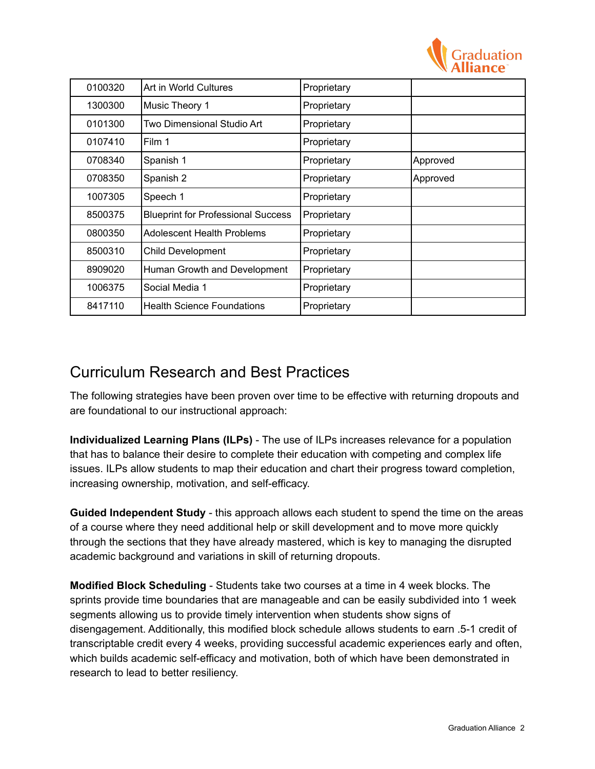| | | | |
|---|---|---|---|
| 0100320 | Art in World Cultures | Proprietary | |
| 1300300 | Music Theory 1 | Proprietary | |
| 0101300 | Two Dimensional Studio Art | Proprietary | |
| 0107410 | Film 1 | Proprietary | |
| 0708340 | Spanish 1 | Proprietary | Approved |
| 0708350 | Spanish 2 | Proprietary | Approved |
| 1007305 | Speech 1 | Proprietary | |
| 8500375 | Blueprint for Professional Success | Proprietary | |
| 0800350 | Adolescent Health Problems | Proprietary | |
| 8500310 | Child Development | Proprietary | |
| 8909020 | Human Growth and Development | Proprietary | |
| 1006375 | Social Media 1 | Proprietary | |
| 8417110 | Health Science Foundations | Proprietary | |

## Curriculum Research and Best Practices

The following strategies have been proven over time to be effective with returning dropouts and are foundational to our instructional approach:

**Individualized Learning Plans (ILPs)** - The use of ILPs increases relevance for a population that has to balance their desire to complete their education with competing and complex life issues. ILPs allow students to map their education and chart their progress toward completion, increasing ownership, motivation, and self-efficacy.

**Guided Independent Study** - this approach allows each student to spend the time on the areas of a course where they need additional help or skill development and to move more quickly through the sections that they have already mastered, which is key to managing the disrupted academic background and variations in skill of returning dropouts.

**Modified Block Scheduling** - Students take two courses at a time in 4 week blocks. The sprints provide time boundaries that are manageable and can be easily subdivided into 1 week segments allowing us to provide timely intervention when students show signs of disengagement. Additionally, this modified block schedule allows students to earn .5-1 credit of transcriptable credit every 4 weeks, providing successful academic experiences early and often, which builds academic self-efficacy and motivation, both of which have been demonstrated in research to lead to better resiliency.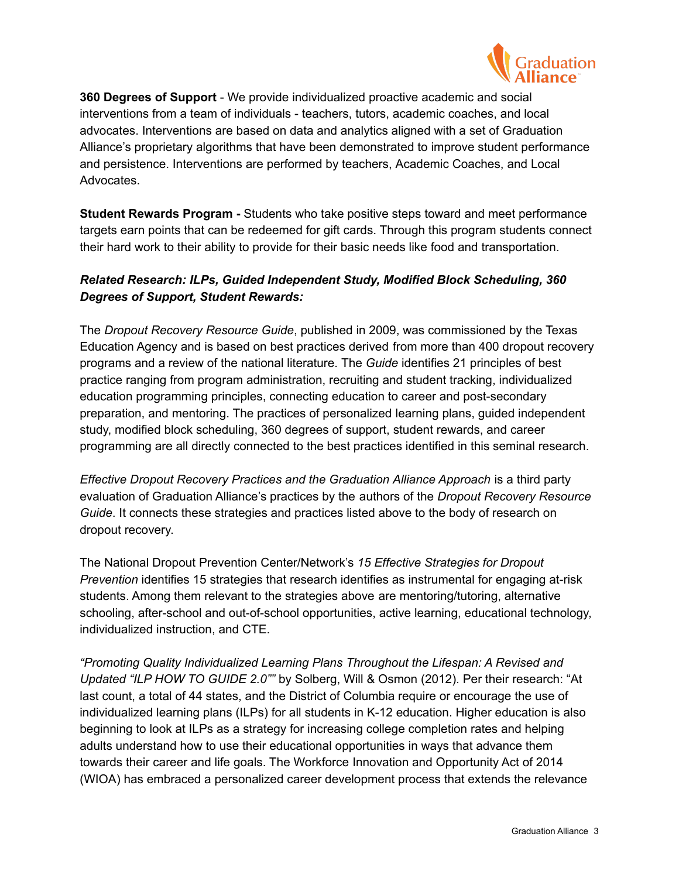**360 Degrees of Support** - We provide individualized proactive academic and social interventions from a team of individuals - teachers, tutors, academic coaches, and local advocates. Interventions are based on data and analytics aligned with a set of Graduation Alliance's proprietary algorithms that have been demonstrated to improve student performance and persistence. Interventions are performed by teachers, Academic Coaches, and Local Advocates.

**Student Rewards Program -** Students who take positive steps toward and meet performance targets earn points that can be redeemed for gift cards. Through this program students connect their hard work to their ability to provide for their basic needs like food and transportation.

***Related Research: ILPs, Guided Independent Study, Modified Block Scheduling, 360 Degrees of Support, Student Rewards:***

The *Dropout Recovery Resource Guide*, published in 2009, was commissioned by the Texas Education Agency and is based on best practices derived from more than 400 dropout recovery programs and a review of the national literature. The *Guide* identifies 21 principles of best practice ranging from program administration, recruiting and student tracking, individualized education programming principles, connecting education to career and post-secondary preparation, and mentoring. The practices of personalized learning plans, guided independent study, modified block scheduling, 360 degrees of support, student rewards, and career programming are all directly connected to the best practices identified in this seminal research.

*Effective Dropout Recovery Practices and the Graduation Alliance Approach* is a third party evaluation of Graduation Alliance's practices by the authors of the *Dropout Recovery Resource Guide*. It connects these strategies and practices listed above to the body of research on dropout recovery.

The National Dropout Prevention Center/Network's *15 Effective Strategies for Dropout Prevention* identifies 15 strategies that research identifies as instrumental for engaging at-risk students. Among them relevant to the strategies above are mentoring/tutoring, alternative schooling, after-school and out-of-school opportunities, active learning, educational technology, individualized instruction, and CTE.

*"Promoting Quality Individualized Learning Plans Throughout the Lifespan: A Revised and Updated "ILP HOW TO GUIDE 2.0""* by Solberg, Will & Osmon (2012). Per their research: "At last count, a total of 44 states, and the District of Columbia require or encourage the use of individualized learning plans (ILPs) for all students in K-12 education. Higher education is also beginning to look at ILPs as a strategy for increasing college completion rates and helping adults understand how to use their educational opportunities in ways that advance them towards their career and life goals. The Workforce Innovation and Opportunity Act of 2014 (WIOA) has embraced a personalized career development process that extends the relevance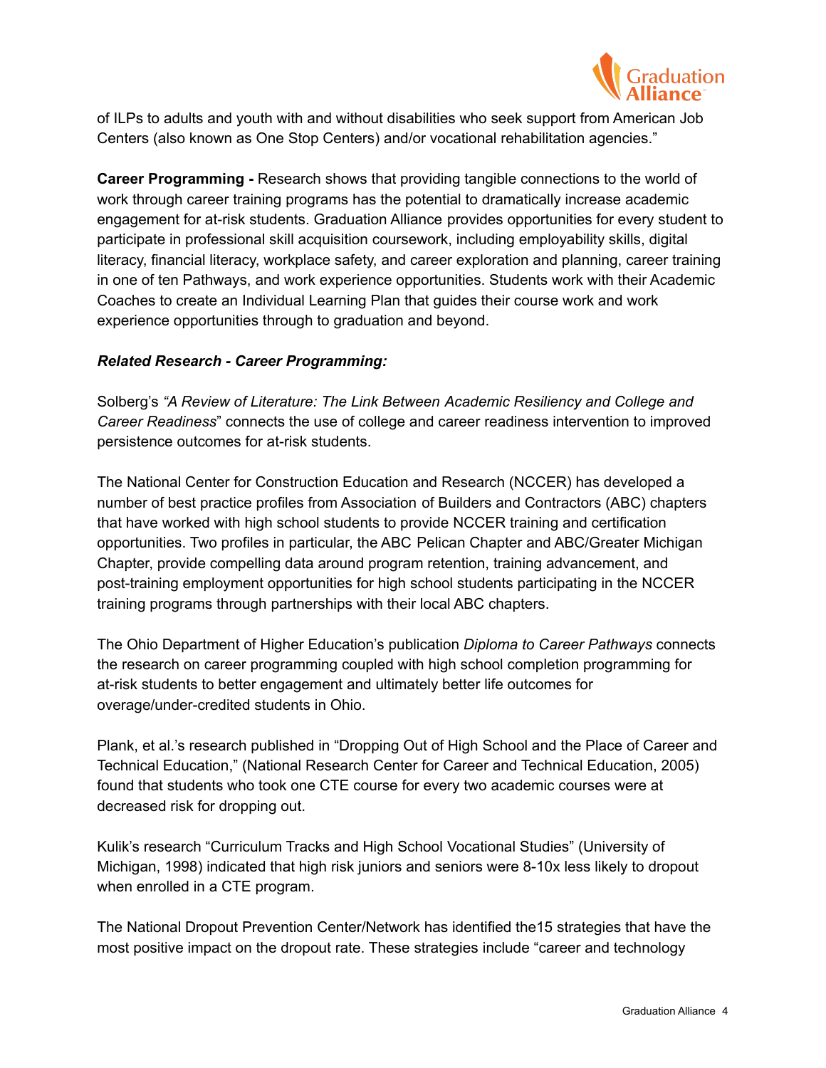of ILPs to adults and youth with and without disabilities who seek support from American Job Centers (also known as One Stop Centers) and/or vocational rehabilitation agencies."

**Career Programming -** Research shows that providing tangible connections to the world of work through career training programs has the potential to dramatically increase academic engagement for at-risk students. Graduation Alliance provides opportunities for every student to participate in professional skill acquisition coursework, including employability skills, digital literacy, financial literacy, workplace safety, and career exploration and planning, career training in one of ten Pathways, and work experience opportunities. Students work with their Academic Coaches to create an Individual Learning Plan that guides their course work and work experience opportunities through to graduation and beyond.

***Related Research - Career Programming:***

Solberg's *"A Review of Literature: The Link Between Academic Resiliency and College and Career Readiness*" connects the use of college and career readiness intervention to improved persistence outcomes for at-risk students.

The National Center for Construction Education and Research (NCCER) has developed a number of best practice profiles from Association of Builders and Contractors (ABC) chapters that have worked with high school students to provide NCCER training and certification opportunities. Two profiles in particular, the ABC Pelican Chapter and ABC/Greater Michigan Chapter, provide compelling data around program retention, training advancement, and post-training employment opportunities for high school students participating in the NCCER training programs through partnerships with their local ABC chapters.

The Ohio Department of Higher Education's publication *Diploma to Career Pathways* connects the research on career programming coupled with high school completion programming for at-risk students to better engagement and ultimately better life outcomes for overage/under-credited students in Ohio.

Plank, et al.'s research published in "Dropping Out of High School and the Place of Career and Technical Education," (National Research Center for Career and Technical Education, 2005) found that students who took one CTE course for every two academic courses were at decreased risk for dropping out.

Kulik's research "Curriculum Tracks and High School Vocational Studies" (University of Michigan, 1998) indicated that high risk juniors and seniors were 8-10x less likely to dropout when enrolled in a CTE program.

The National Dropout Prevention Center/Network has identified the15 strategies that have the most positive impact on the dropout rate. These strategies include "career and technology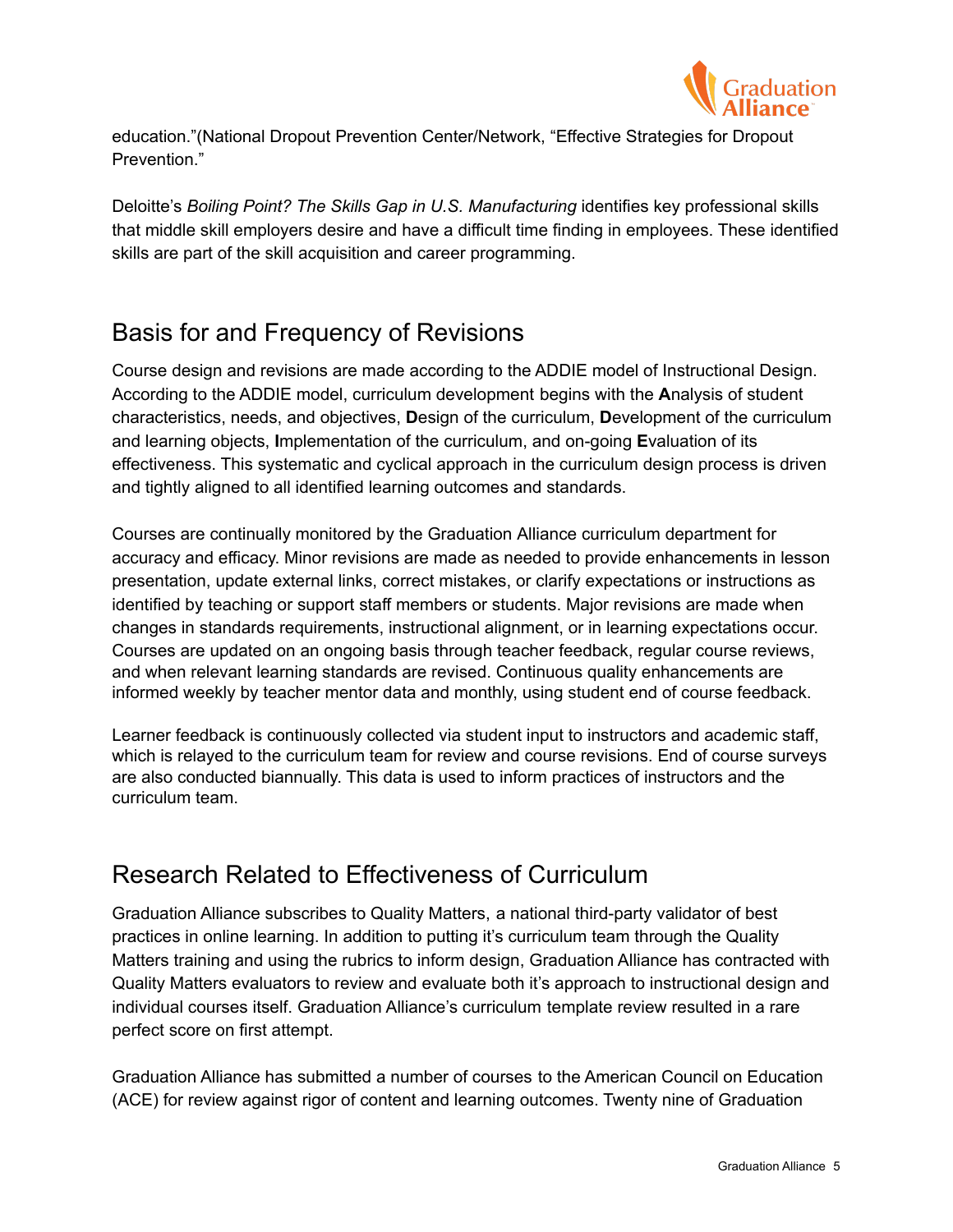education."(National Dropout Prevention Center/Network, "Effective Strategies for Dropout Prevention."

Deloitte's *Boiling Point? The Skills Gap in U.S. Manufacturing* identifies key professional skills that middle skill employers desire and have a difficult time finding in employees. These identified skills are part of the skill acquisition and career programming.

## Basis for and Frequency of Revisions

Course design and revisions are made according to the ADDIE model of Instructional Design. According to the ADDIE model, curriculum development begins with the **A**nalysis of student characteristics, needs, and objectives, **D**esign of the curriculum, **D**evelopment of the curriculum and learning objects, **I**mplementation of the curriculum, and on-going **E**valuation of its effectiveness. This systematic and cyclical approach in the curriculum design process is driven and tightly aligned to all identified learning outcomes and standards.

Courses are continually monitored by the Graduation Alliance curriculum department for accuracy and efficacy. Minor revisions are made as needed to provide enhancements in lesson presentation, update external links, correct mistakes, or clarify expectations or instructions as identified by teaching or support staff members or students. Major revisions are made when changes in standards requirements, instructional alignment, or in learning expectations occur. Courses are updated on an ongoing basis through teacher feedback, regular course reviews, and when relevant learning standards are revised. Continuous quality enhancements are informed weekly by teacher mentor data and monthly, using student end of course feedback.

Learner feedback is continuously collected via student input to instructors and academic staff, which is relayed to the curriculum team for review and course revisions. End of course surveys are also conducted biannually. This data is used to inform practices of instructors and the curriculum team.

## Research Related to Effectiveness of Curriculum

Graduation Alliance subscribes to Quality Matters, a national third-party validator of best practices in online learning. In addition to putting it's curriculum team through the Quality Matters training and using the rubrics to inform design, Graduation Alliance has contracted with Quality Matters evaluators to review and evaluate both it's approach to instructional design and individual courses itself. Graduation Alliance's curriculum template review resulted in a rare perfect score on first attempt.

Graduation Alliance has submitted a number of courses to the American Council on Education (ACE) for review against rigor of content and learning outcomes. Twenty nine of Graduation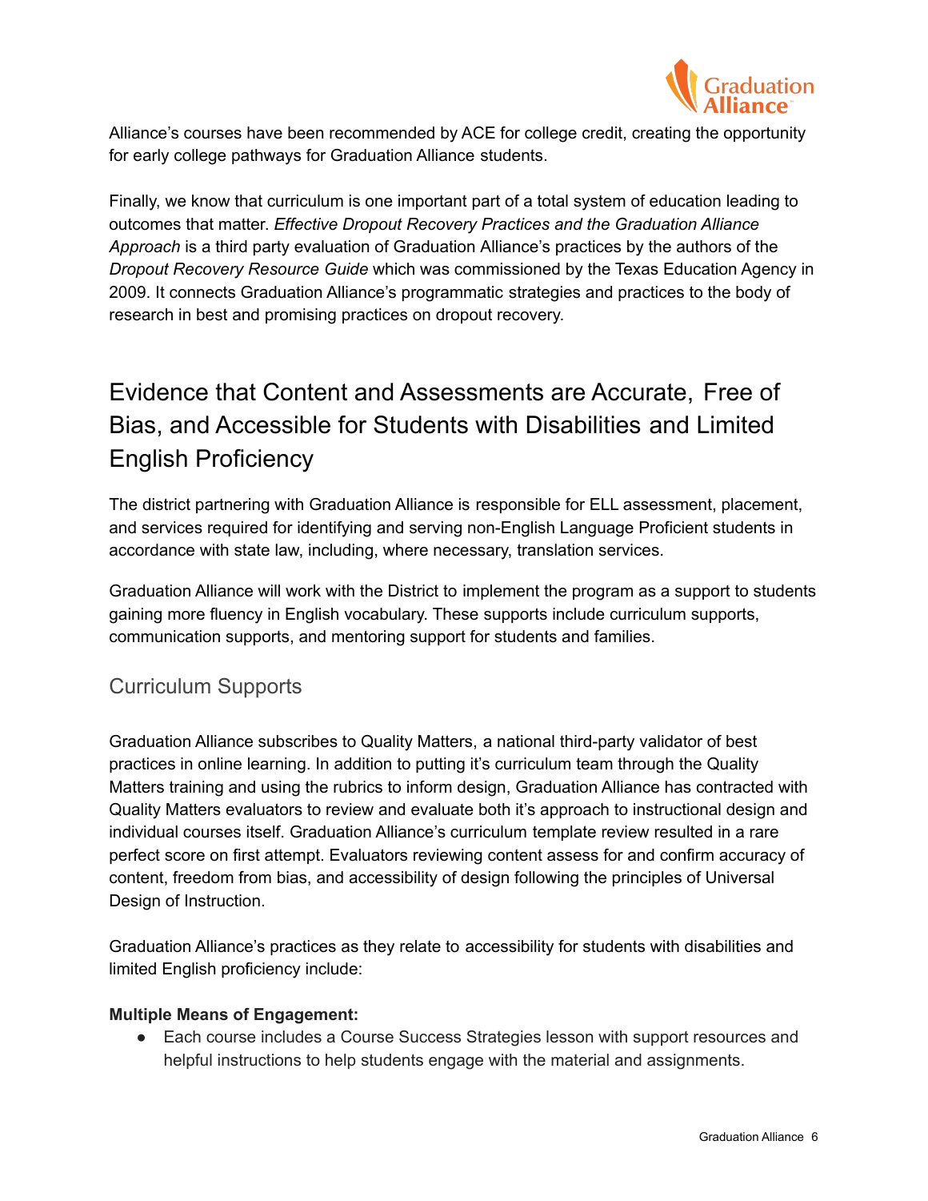Alliance's courses have been recommended by ACE for college credit, creating the opportunity for early college pathways for Graduation Alliance students.

Finally, we know that curriculum is one important part of a total system of education leading to outcomes that matter. *Effective Dropout Recovery Practices and the Graduation Alliance Approach* is a third party evaluation of Graduation Alliance's practices by the authors of the *Dropout Recovery Resource Guide* which was commissioned by the Texas Education Agency in 2009. It connects Graduation Alliance's programmatic strategies and practices to the body of research in best and promising practices on dropout recovery.

# Evidence that Content and Assessments are Accurate, Free of Bias, and Accessible for Students with Disabilities and Limited English Proficiency

The district partnering with Graduation Alliance is responsible for ELL assessment, placement, and services required for identifying and serving non-English Language Proficient students in accordance with state law, including, where necessary, translation services.

Graduation Alliance will work with the District to implement the program as a support to students gaining more fluency in English vocabulary. These supports include curriculum supports, communication supports, and mentoring support for students and families.

## Curriculum Supports

Graduation Alliance subscribes to Quality Matters, a national third-party validator of best practices in online learning. In addition to putting it's curriculum team through the Quality Matters training and using the rubrics to inform design, Graduation Alliance has contracted with Quality Matters evaluators to review and evaluate both it's approach to instructional design and individual courses itself. Graduation Alliance's curriculum template review resulted in a rare perfect score on first attempt. Evaluators reviewing content assess for and confirm accuracy of content, freedom from bias, and accessibility of design following the principles of Universal Design of Instruction.

Graduation Alliance's practices as they relate to accessibility for students with disabilities and limited English proficiency include:

**Multiple Means of Engagement:**

- Each course includes a Course Success Strategies lesson with support resources and helpful instructions to help students engage with the material and assignments.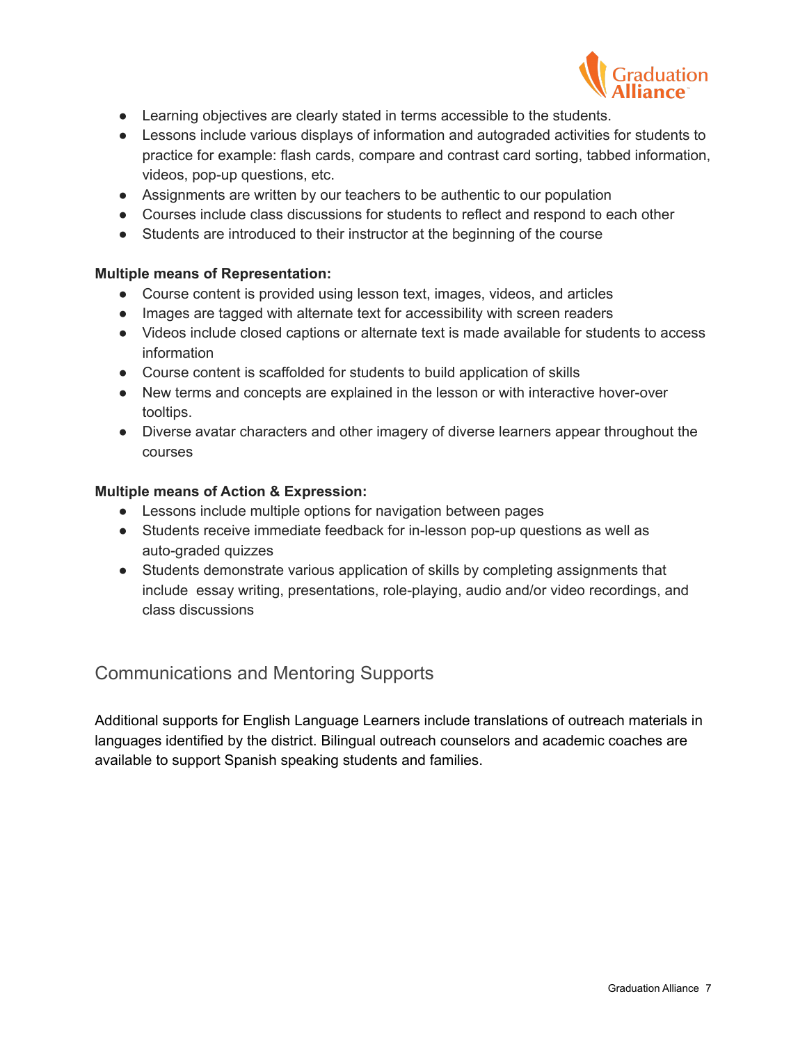- Learning objectives are clearly stated in terms accessible to the students.
- Lessons include various displays of information and autograded activities for students to practice for example: flash cards, compare and contrast card sorting, tabbed information, videos, pop-up questions, etc.
- Assignments are written by our teachers to be authentic to our population
- Courses include class discussions for students to reflect and respond to each other
- Students are introduced to their instructor at the beginning of the course

**Multiple means of Representation:**

- Course content is provided using lesson text, images, videos, and articles
- Images are tagged with alternate text for accessibility with screen readers
- Videos include closed captions or alternate text is made available for students to access information
- Course content is scaffolded for students to build application of skills
- New terms and concepts are explained in the lesson or with interactive hover-over tooltips.
- Diverse avatar characters and other imagery of diverse learners appear throughout the courses

**Multiple means of Action & Expression:**

- Lessons include multiple options for navigation between pages
- Students receive immediate feedback for in-lesson pop-up questions as well as auto-graded quizzes
- Students demonstrate various application of skills by completing assignments that include essay writing, presentations, role-playing, audio and/or video recordings, and class discussions

## Communications and Mentoring Supports

Additional supports for English Language Learners include translations of outreach materials in languages identified by the district. Bilingual outreach counselors and academic coaches are available to support Spanish speaking students and families.